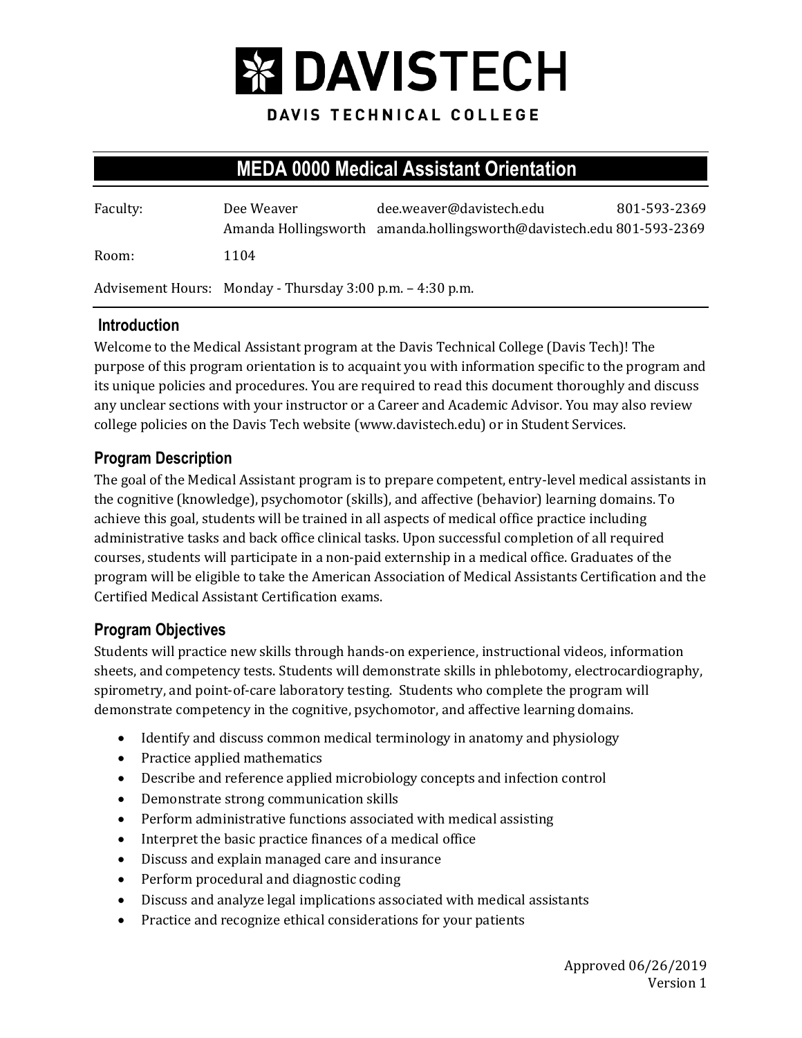# DAVISTECH

DAVIS TECHNICAL COLLEGE

## MEDA 0000 Medical Assistant Orientation

| | | | |
|---|---|---|---|
| Faculty: | Dee Weaver | dee.weaver@davistech.edu | 801-593-2369 |
| | Amanda Hollingsworth | amanda.hollingsworth@davistech.edu | 801-593-2369 |
| Room: | 1104 | | |
| Advisement Hours: | Monday - Thursday 3:00 p.m. – 4:30 p.m. | | |

### Introduction

Welcome to the Medical Assistant program at the Davis Technical College (Davis Tech)! The purpose of this program orientation is to acquaint you with information specific to the program and its unique policies and procedures. You are required to read this document thoroughly and discuss any unclear sections with your instructor or a Career and Academic Advisor. You may also review college policies on the Davis Tech website (www.davistech.edu) or in Student Services.

### Program Description

The goal of the Medical Assistant program is to prepare competent, entry-level medical assistants in the cognitive (knowledge), psychomotor (skills), and affective (behavior) learning domains. To achieve this goal, students will be trained in all aspects of medical office practice including administrative tasks and back office clinical tasks. Upon successful completion of all required courses, students will participate in a non-paid externship in a medical office. Graduates of the program will be eligible to take the American Association of Medical Assistants Certification and the Certified Medical Assistant Certification exams.

### Program Objectives

Students will practice new skills through hands-on experience, instructional videos, information sheets, and competency tests. Students will demonstrate skills in phlebotomy, electrocardiography, spirometry, and point-of-care laboratory testing. Students who complete the program will demonstrate competency in the cognitive, psychomotor, and affective learning domains.

- Identify and discuss common medical terminology in anatomy and physiology
- Practice applied mathematics
- Describe and reference applied microbiology concepts and infection control
- Demonstrate strong communication skills
- Perform administrative functions associated with medical assisting
- Interpret the basic practice finances of a medical office
- Discuss and explain managed care and insurance
- Perform procedural and diagnostic coding
- Discuss and analyze legal implications associated with medical assistants
- Practice and recognize ethical considerations for your patients

Approved 06/26/2019
Version 1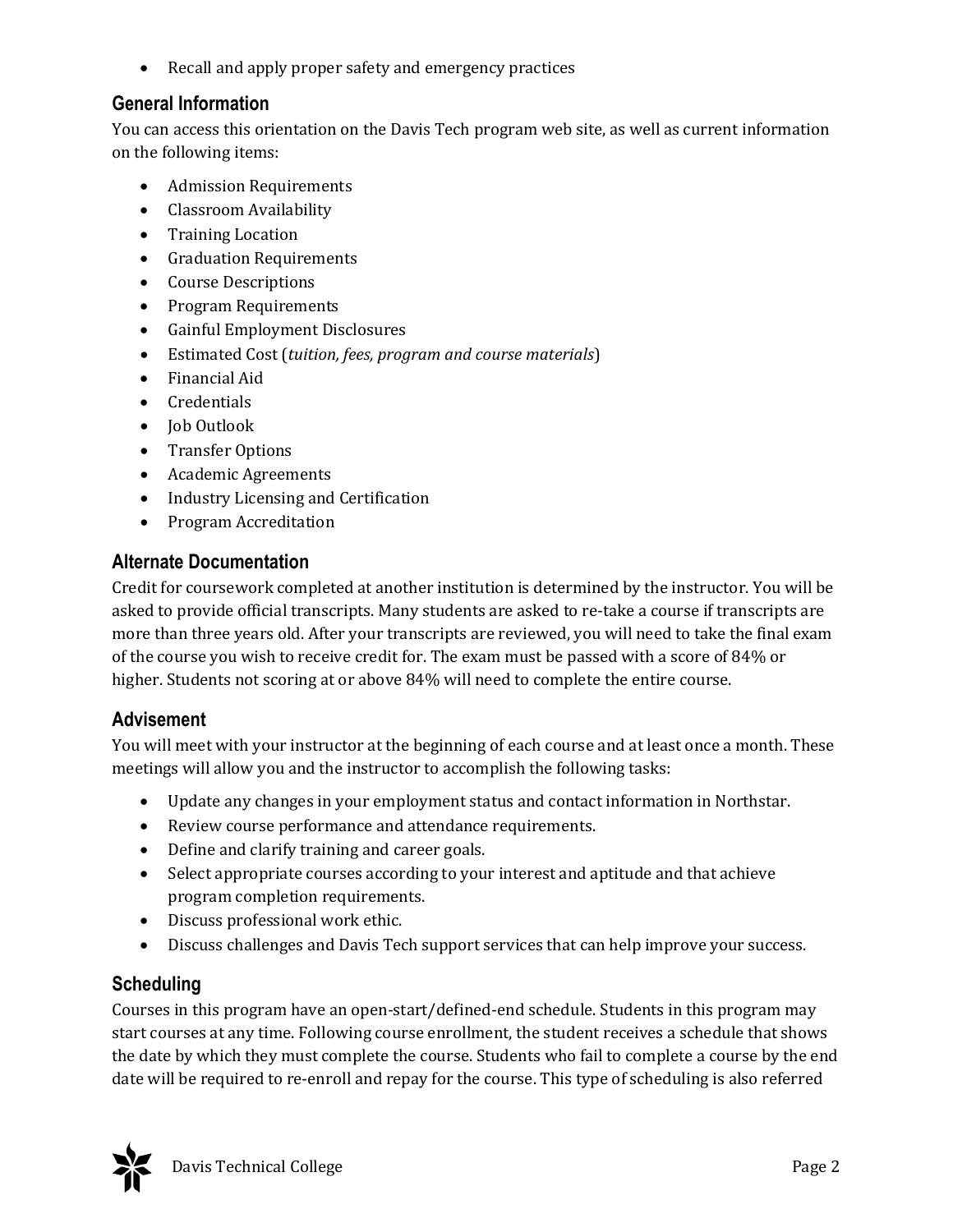- Recall and apply proper safety and emergency practices

## General Information

You can access this orientation on the Davis Tech program web site, as well as current information on the following items:

- Admission Requirements
- Classroom Availability
- Training Location
- Graduation Requirements
- Course Descriptions
- Program Requirements
- Gainful Employment Disclosures
- Estimated Cost (*tuition, fees, program and course materials*)
- Financial Aid
- Credentials
- Job Outlook
- Transfer Options
- Academic Agreements
- Industry Licensing and Certification
- Program Accreditation

## Alternate Documentation

Credit for coursework completed at another institution is determined by the instructor. You will be asked to provide official transcripts. Many students are asked to re-take a course if transcripts are more than three years old. After your transcripts are reviewed, you will need to take the final exam of the course you wish to receive credit for. The exam must be passed with a score of 84% or higher. Students not scoring at or above 84% will need to complete the entire course.

## Advisement

You will meet with your instructor at the beginning of each course and at least once a month. These meetings will allow you and the instructor to accomplish the following tasks:

- Update any changes in your employment status and contact information in Northstar.
- Review course performance and attendance requirements.
- Define and clarify training and career goals.
- Select appropriate courses according to your interest and aptitude and that achieve program completion requirements.
- Discuss professional work ethic.
- Discuss challenges and Davis Tech support services that can help improve your success.

## Scheduling

Courses in this program have an open-start/defined-end schedule. Students in this program may start courses at any time. Following course enrollment, the student receives a schedule that shows the date by which they must complete the course. Students who fail to complete a course by the end date will be required to re-enroll and repay for the course. This type of scheduling is also referred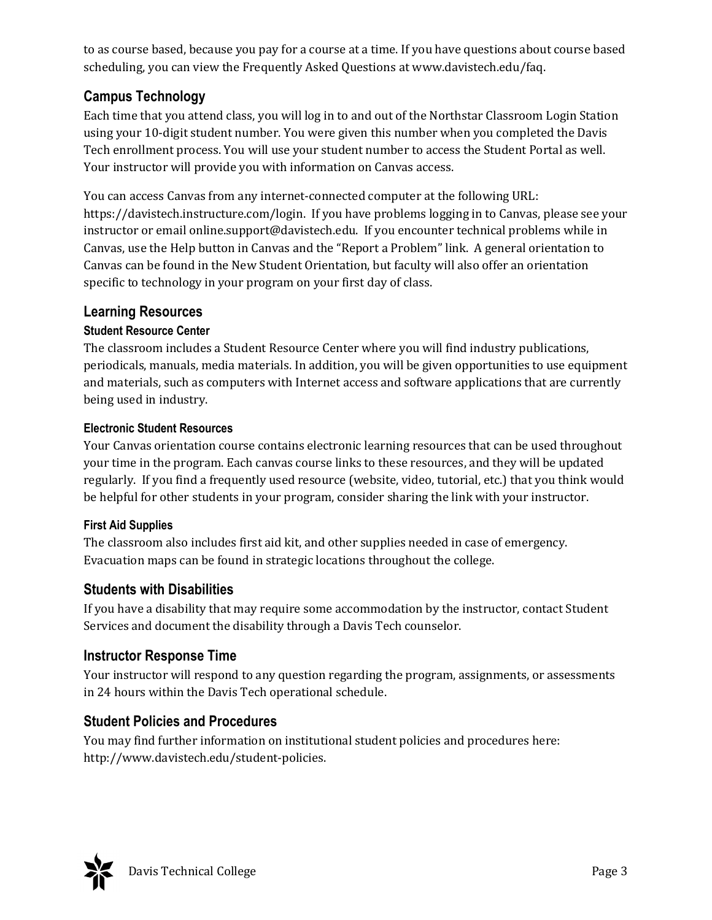to as course based, because you pay for a course at a time. If you have questions about course based scheduling, you can view the Frequently Asked Questions at www.davistech.edu/faq.

## Campus Technology

Each time that you attend class, you will log in to and out of the Northstar Classroom Login Station using your 10-digit student number. You were given this number when you completed the Davis Tech enrollment process. You will use your student number to access the Student Portal as well. Your instructor will provide you with information on Canvas access.

You can access Canvas from any internet-connected computer at the following URL: https://davistech.instructure.com/login. If you have problems logging in to Canvas, please see your instructor or email online.support@davistech.edu. If you encounter technical problems while in Canvas, use the Help button in Canvas and the "Report a Problem" link. A general orientation to Canvas can be found in the New Student Orientation, but faculty will also offer an orientation specific to technology in your program on your first day of class.

## Learning Resources

### Student Resource Center

The classroom includes a Student Resource Center where you will find industry publications, periodicals, manuals, media materials. In addition, you will be given opportunities to use equipment and materials, such as computers with Internet access and software applications that are currently being used in industry.

### Electronic Student Resources

Your Canvas orientation course contains electronic learning resources that can be used throughout your time in the program. Each canvas course links to these resources, and they will be updated regularly. If you find a frequently used resource (website, video, tutorial, etc.) that you think would be helpful for other students in your program, consider sharing the link with your instructor.

### First Aid Supplies

The classroom also includes first aid kit, and other supplies needed in case of emergency. Evacuation maps can be found in strategic locations throughout the college.

## Students with Disabilities

If you have a disability that may require some accommodation by the instructor, contact Student Services and document the disability through a Davis Tech counselor.

## Instructor Response Time

Your instructor will respond to any question regarding the program, assignments, or assessments in 24 hours within the Davis Tech operational schedule.

## Student Policies and Procedures

You may find further information on institutional student policies and procedures here: http://www.davistech.edu/student-policies.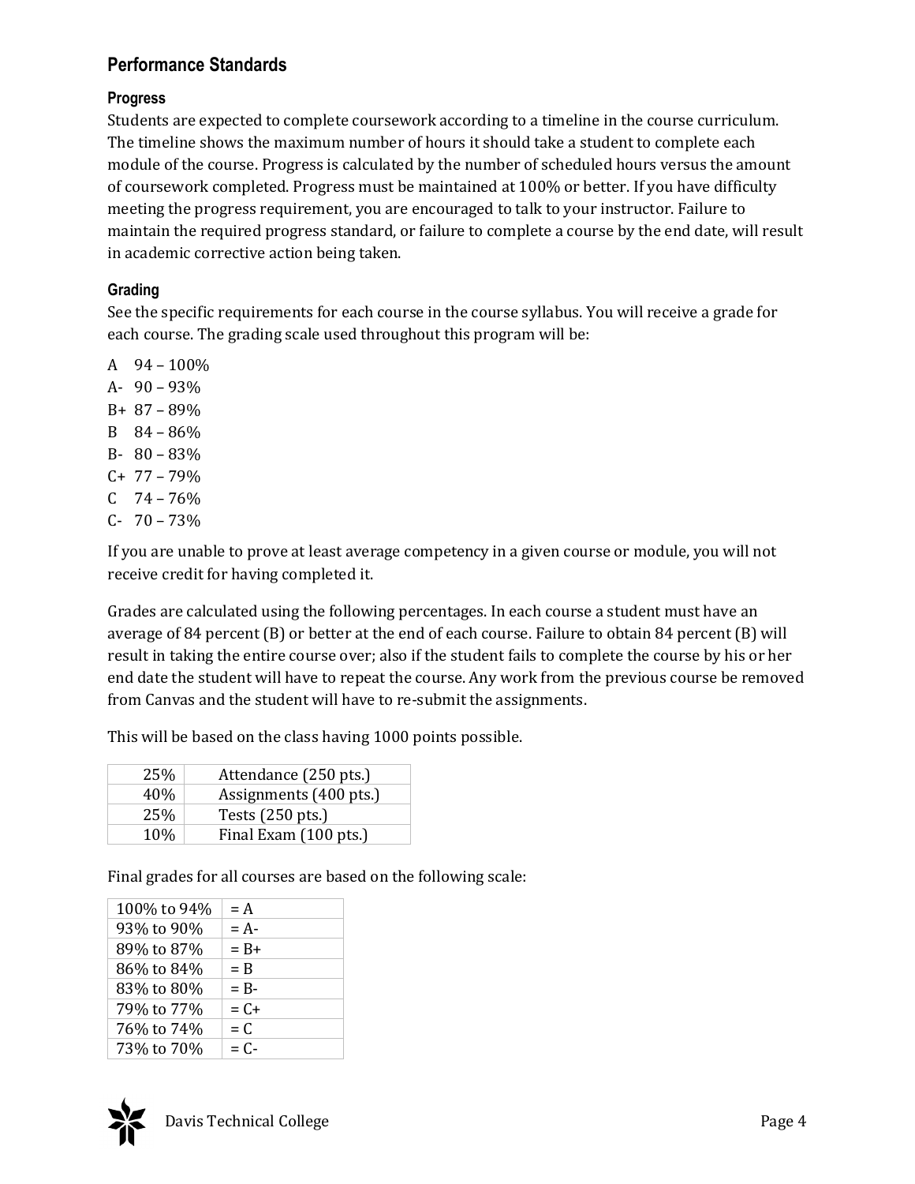## Performance Standards

### Progress

Students are expected to complete coursework according to a timeline in the course curriculum. The timeline shows the maximum number of hours it should take a student to complete each module of the course. Progress is calculated by the number of scheduled hours versus the amount of coursework completed. Progress must be maintained at 100% or better. If you have difficulty meeting the progress requirement, you are encouraged to talk to your instructor. Failure to maintain the required progress standard, or failure to complete a course by the end date, will result in academic corrective action being taken.

### Grading

See the specific requirements for each course in the course syllabus. You will receive a grade for each course. The grading scale used throughout this program will be:

A 94 – 100%
A- 90 – 93%
B+ 87 – 89%
B 84 – 86%
B- 80 – 83%
C+ 77 – 79%
C 74 – 76%
C- 70 – 73%

If you are unable to prove at least average competency in a given course or module, you will not receive credit for having completed it.

Grades are calculated using the following percentages. In each course a student must have an average of 84 percent (B) or better at the end of each course. Failure to obtain 84 percent (B) will result in taking the entire course over; also if the student fails to complete the course by his or her end date the student will have to repeat the course. Any work from the previous course be removed from Canvas and the student will have to re-submit the assignments.

This will be based on the class having 1000 points possible.

| | |
|---|---|
| 25% | Attendance (250 pts.) |
| 40% | Assignments (400 pts.) |
| 25% | Tests (250 pts.) |
| 10% | Final Exam (100 pts.) |

Final grades for all courses are based on the following scale:

| | |
|---|---|
| 100% to 94% | = A |
| 93% to 90% | = A- |
| 89% to 87% | = B+ |
| 86% to 84% | = B |
| 83% to 80% | = B- |
| 79% to 77% | = C+ |
| 76% to 74% | = C |
| 73% to 70% | = C- |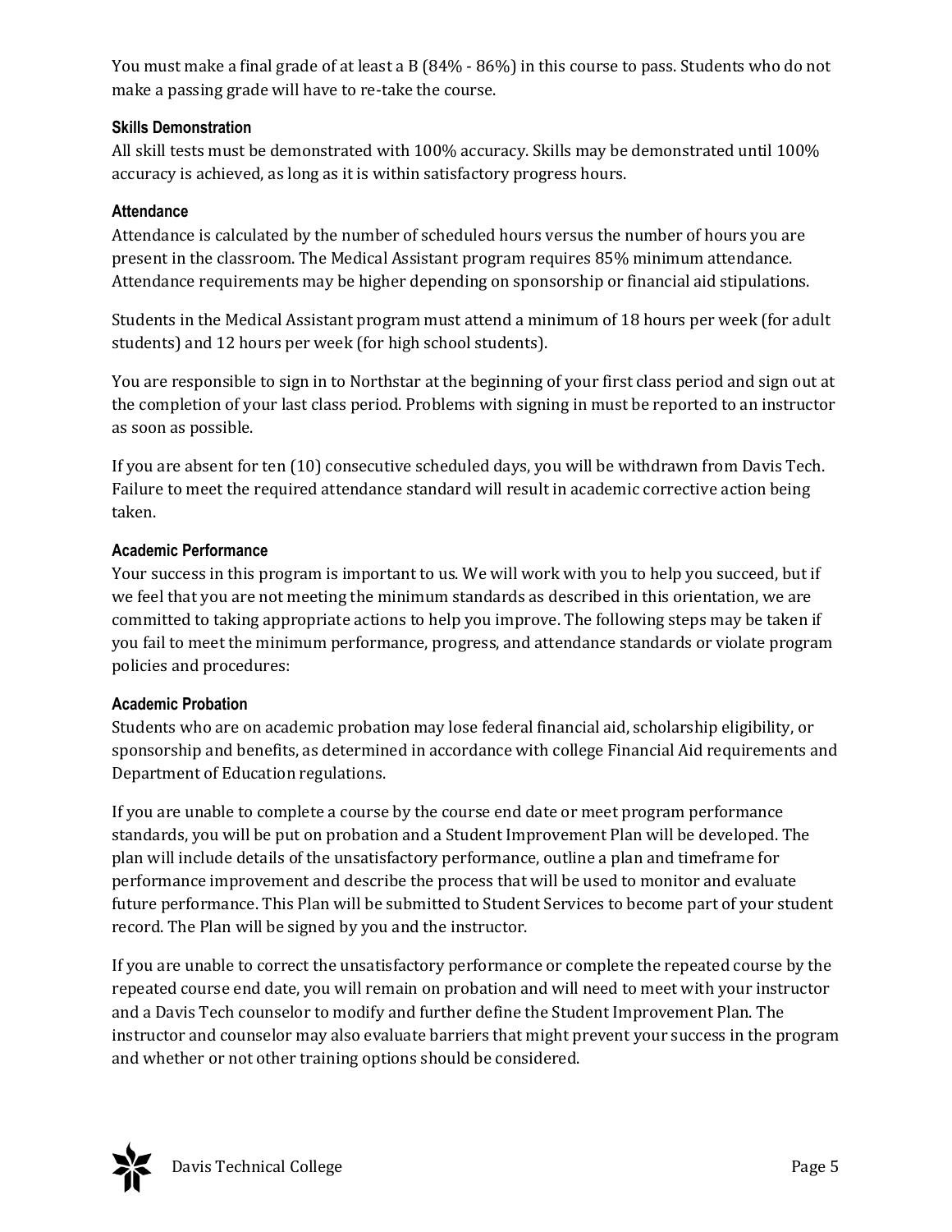You must make a final grade of at least a B (84% - 86%) in this course to pass. Students who do not make a passing grade will have to re-take the course.

### Skills Demonstration

All skill tests must be demonstrated with 100% accuracy. Skills may be demonstrated until 100% accuracy is achieved, as long as it is within satisfactory progress hours.

### Attendance

Attendance is calculated by the number of scheduled hours versus the number of hours you are present in the classroom. The Medical Assistant program requires 85% minimum attendance. Attendance requirements may be higher depending on sponsorship or financial aid stipulations.

Students in the Medical Assistant program must attend a minimum of 18 hours per week (for adult students) and 12 hours per week (for high school students).

You are responsible to sign in to Northstar at the beginning of your first class period and sign out at the completion of your last class period. Problems with signing in must be reported to an instructor as soon as possible.

If you are absent for ten (10) consecutive scheduled days, you will be withdrawn from Davis Tech. Failure to meet the required attendance standard will result in academic corrective action being taken.

### Academic Performance

Your success in this program is important to us. We will work with you to help you succeed, but if we feel that you are not meeting the minimum standards as described in this orientation, we are committed to taking appropriate actions to help you improve. The following steps may be taken if you fail to meet the minimum performance, progress, and attendance standards or violate program policies and procedures:

### Academic Probation

Students who are on academic probation may lose federal financial aid, scholarship eligibility, or sponsorship and benefits, as determined in accordance with college Financial Aid requirements and Department of Education regulations.

If you are unable to complete a course by the course end date or meet program performance standards, you will be put on probation and a Student Improvement Plan will be developed. The plan will include details of the unsatisfactory performance, outline a plan and timeframe for performance improvement and describe the process that will be used to monitor and evaluate future performance. This Plan will be submitted to Student Services to become part of your student record. The Plan will be signed by you and the instructor.

If you are unable to correct the unsatisfactory performance or complete the repeated course by the repeated course end date, you will remain on probation and will need to meet with your instructor and a Davis Tech counselor to modify and further define the Student Improvement Plan. The instructor and counselor may also evaluate barriers that might prevent your success in the program and whether or not other training options should be considered.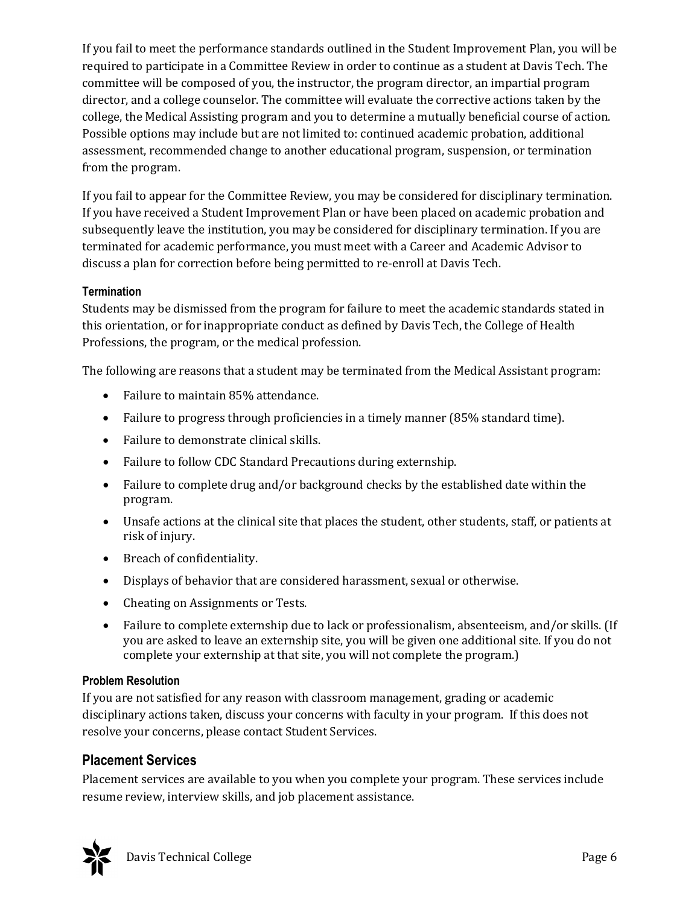If you fail to meet the performance standards outlined in the Student Improvement Plan, you will be required to participate in a Committee Review in order to continue as a student at Davis Tech. The committee will be composed of you, the instructor, the program director, an impartial program director, and a college counselor. The committee will evaluate the corrective actions taken by the college, the Medical Assisting program and you to determine a mutually beneficial course of action. Possible options may include but are not limited to: continued academic probation, additional assessment, recommended change to another educational program, suspension, or termination from the program.

If you fail to appear for the Committee Review, you may be considered for disciplinary termination. If you have received a Student Improvement Plan or have been placed on academic probation and subsequently leave the institution, you may be considered for disciplinary termination. If you are terminated for academic performance, you must meet with a Career and Academic Advisor to discuss a plan for correction before being permitted to re-enroll at Davis Tech.

### Termination

Students may be dismissed from the program for failure to meet the academic standards stated in this orientation, or for inappropriate conduct as defined by Davis Tech, the College of Health Professions, the program, or the medical profession.

The following are reasons that a student may be terminated from the Medical Assistant program:

- Failure to maintain 85% attendance.
- Failure to progress through proficiencies in a timely manner (85% standard time).
- Failure to demonstrate clinical skills.
- Failure to follow CDC Standard Precautions during externship.
- Failure to complete drug and/or background checks by the established date within the program.
- Unsafe actions at the clinical site that places the student, other students, staff, or patients at risk of injury.
- Breach of confidentiality.
- Displays of behavior that are considered harassment, sexual or otherwise.
- Cheating on Assignments or Tests.
- Failure to complete externship due to lack or professionalism, absenteeism, and/or skills. (If you are asked to leave an externship site, you will be given one additional site. If you do not complete your externship at that site, you will not complete the program.)

### Problem Resolution

If you are not satisfied for any reason with classroom management, grading or academic disciplinary actions taken, discuss your concerns with faculty in your program. If this does not resolve your concerns, please contact Student Services.

## Placement Services

Placement services are available to you when you complete your program. These services include resume review, interview skills, and job placement assistance.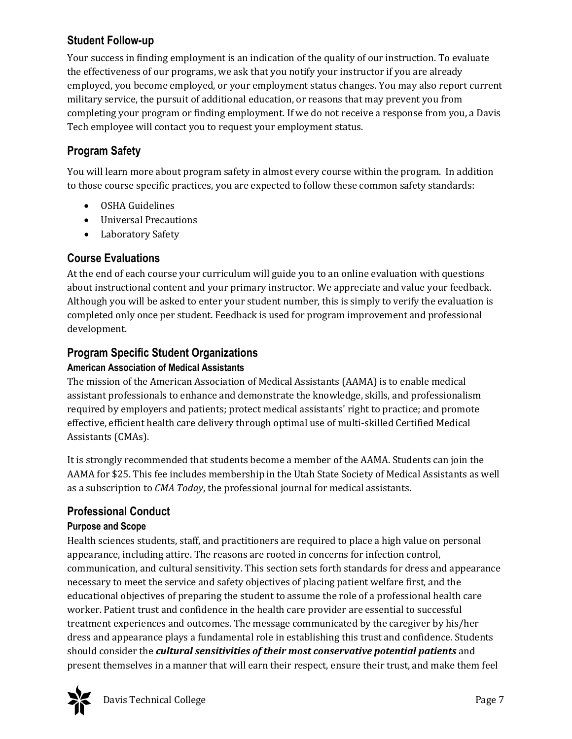## Student Follow-up

Your success in finding employment is an indication of the quality of our instruction. To evaluate the effectiveness of our programs, we ask that you notify your instructor if you are already employed, you become employed, or your employment status changes. You may also report current military service, the pursuit of additional education, or reasons that may prevent you from completing your program or finding employment. If we do not receive a response from you, a Davis Tech employee will contact you to request your employment status.

## Program Safety

You will learn more about program safety in almost every course within the program. In addition to those course specific practices, you are expected to follow these common safety standards:

- OSHA Guidelines
- Universal Precautions
- Laboratory Safety

## Course Evaluations

At the end of each course your curriculum will guide you to an online evaluation with questions about instructional content and your primary instructor. We appreciate and value your feedback. Although you will be asked to enter your student number, this is simply to verify the evaluation is completed only once per student. Feedback is used for program improvement and professional development.

## Program Specific Student Organizations

### American Association of Medical Assistants

The mission of the American Association of Medical Assistants (AAMA) is to enable medical assistant professionals to enhance and demonstrate the knowledge, skills, and professionalism required by employers and patients; protect medical assistants' right to practice; and promote effective, efficient health care delivery through optimal use of multi-skilled Certified Medical Assistants (CMAs).

It is strongly recommended that students become a member of the AAMA. Students can join the AAMA for $25. This fee includes membership in the Utah State Society of Medical Assistants as well as a subscription to *CMA Today*, the professional journal for medical assistants.

## Professional Conduct

### Purpose and Scope

Health sciences students, staff, and practitioners are required to place a high value on personal appearance, including attire. The reasons are rooted in concerns for infection control, communication, and cultural sensitivity. This section sets forth standards for dress and appearance necessary to meet the service and safety objectives of placing patient welfare first, and the educational objectives of preparing the student to assume the role of a professional health care worker. Patient trust and confidence in the health care provider are essential to successful treatment experiences and outcomes. The message communicated by the caregiver by his/her dress and appearance plays a fundamental role in establishing this trust and confidence. Students should consider the ***cultural sensitivities of their most conservative potential patients*** and present themselves in a manner that will earn their respect, ensure their trust, and make them feel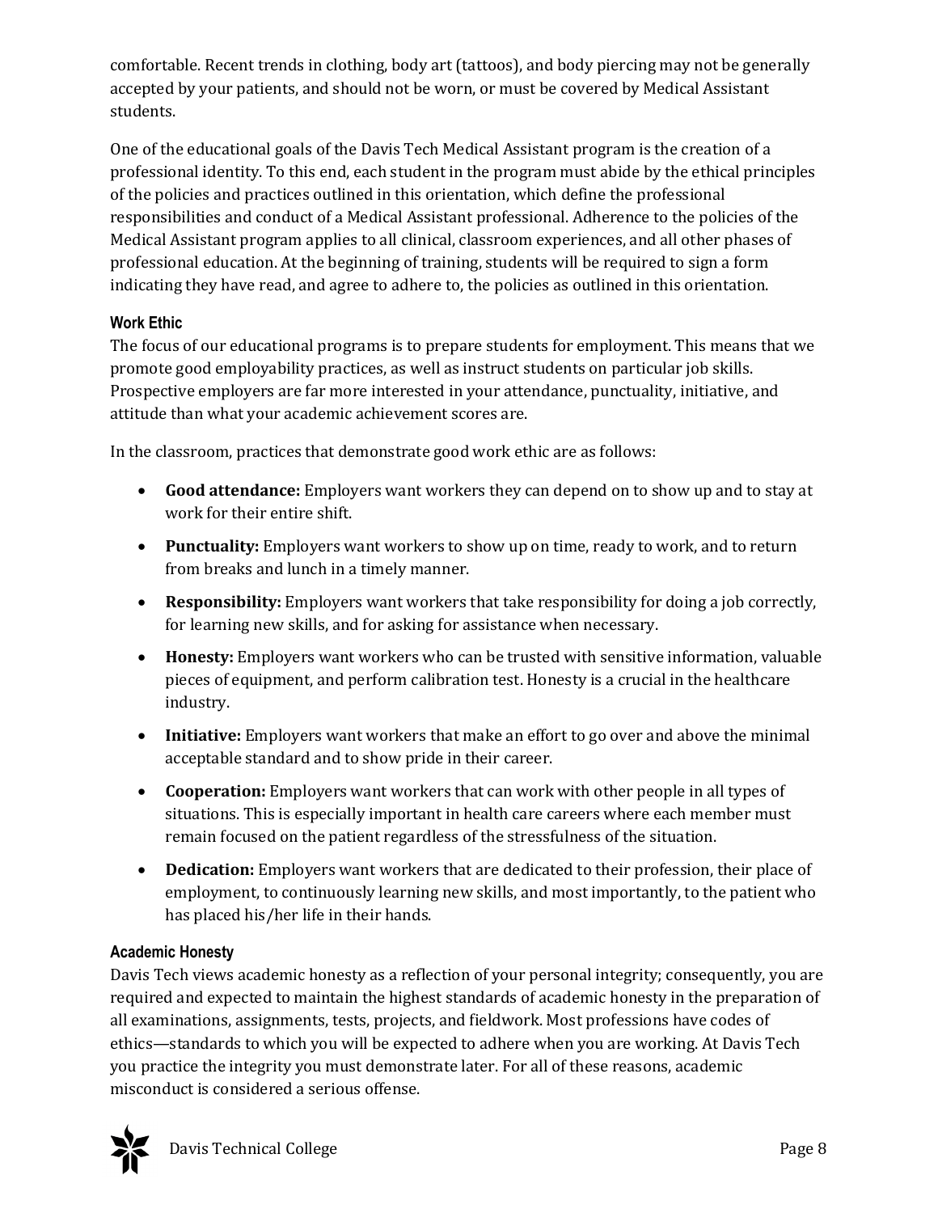comfortable. Recent trends in clothing, body art (tattoos), and body piercing may not be generally accepted by your patients, and should not be worn, or must be covered by Medical Assistant students.

One of the educational goals of the Davis Tech Medical Assistant program is the creation of a professional identity. To this end, each student in the program must abide by the ethical principles of the policies and practices outlined in this orientation, which define the professional responsibilities and conduct of a Medical Assistant professional. Adherence to the policies of the Medical Assistant program applies to all clinical, classroom experiences, and all other phases of professional education. At the beginning of training, students will be required to sign a form indicating they have read, and agree to adhere to, the policies as outlined in this orientation.

### Work Ethic

The focus of our educational programs is to prepare students for employment. This means that we promote good employability practices, as well as instruct students on particular job skills. Prospective employers are far more interested in your attendance, punctuality, initiative, and attitude than what your academic achievement scores are.

In the classroom, practices that demonstrate good work ethic are as follows:

- **Good attendance:** Employers want workers they can depend on to show up and to stay at work for their entire shift.
- **Punctuality:** Employers want workers to show up on time, ready to work, and to return from breaks and lunch in a timely manner.
- **Responsibility:** Employers want workers that take responsibility for doing a job correctly, for learning new skills, and for asking for assistance when necessary.
- **Honesty:** Employers want workers who can be trusted with sensitive information, valuable pieces of equipment, and perform calibration test. Honesty is a crucial in the healthcare industry.
- **Initiative:** Employers want workers that make an effort to go over and above the minimal acceptable standard and to show pride in their career.
- **Cooperation:** Employers want workers that can work with other people in all types of situations. This is especially important in health care careers where each member must remain focused on the patient regardless of the stressfulness of the situation.
- **Dedication:** Employers want workers that are dedicated to their profession, their place of employment, to continuously learning new skills, and most importantly, to the patient who has placed his/her life in their hands.

### Academic Honesty

Davis Tech views academic honesty as a reflection of your personal integrity; consequently, you are required and expected to maintain the highest standards of academic honesty in the preparation of all examinations, assignments, tests, projects, and fieldwork. Most professions have codes of ethics—standards to which you will be expected to adhere when you are working. At Davis Tech you practice the integrity you must demonstrate later. For all of these reasons, academic misconduct is considered a serious offense.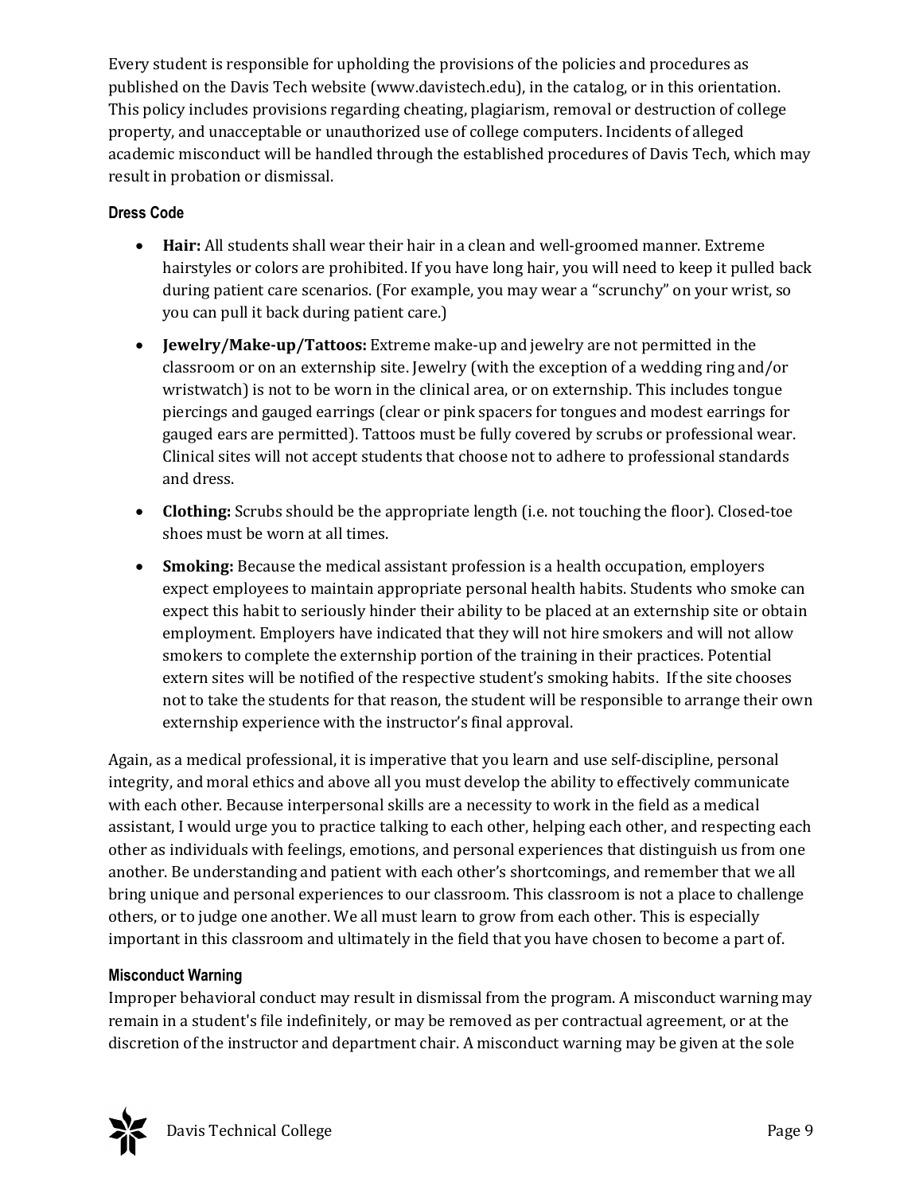Every student is responsible for upholding the provisions of the policies and procedures as published on the Davis Tech website (www.davistech.edu), in the catalog, or in this orientation. This policy includes provisions regarding cheating, plagiarism, removal or destruction of college property, and unacceptable or unauthorized use of college computers. Incidents of alleged academic misconduct will be handled through the established procedures of Davis Tech, which may result in probation or dismissal.

### Dress Code

- **Hair:** All students shall wear their hair in a clean and well-groomed manner. Extreme hairstyles or colors are prohibited. If you have long hair, you will need to keep it pulled back during patient care scenarios. (For example, you may wear a "scrunchy" on your wrist, so you can pull it back during patient care.)
- **Jewelry/Make-up/Tattoos:** Extreme make-up and jewelry are not permitted in the classroom or on an externship site. Jewelry (with the exception of a wedding ring and/or wristwatch) is not to be worn in the clinical area, or on externship. This includes tongue piercings and gauged earrings (clear or pink spacers for tongues and modest earrings for gauged ears are permitted). Tattoos must be fully covered by scrubs or professional wear. Clinical sites will not accept students that choose not to adhere to professional standards and dress.
- **Clothing:** Scrubs should be the appropriate length (i.e. not touching the floor). Closed-toe shoes must be worn at all times.
- **Smoking:** Because the medical assistant profession is a health occupation, employers expect employees to maintain appropriate personal health habits. Students who smoke can expect this habit to seriously hinder their ability to be placed at an externship site or obtain employment. Employers have indicated that they will not hire smokers and will not allow smokers to complete the externship portion of the training in their practices. Potential extern sites will be notified of the respective student's smoking habits. If the site chooses not to take the students for that reason, the student will be responsible to arrange their own externship experience with the instructor's final approval.

Again, as a medical professional, it is imperative that you learn and use self-discipline, personal integrity, and moral ethics and above all you must develop the ability to effectively communicate with each other. Because interpersonal skills are a necessity to work in the field as a medical assistant, I would urge you to practice talking to each other, helping each other, and respecting each other as individuals with feelings, emotions, and personal experiences that distinguish us from one another. Be understanding and patient with each other's shortcomings, and remember that we all bring unique and personal experiences to our classroom. This classroom is not a place to challenge others, or to judge one another. We all must learn to grow from each other. This is especially important in this classroom and ultimately in the field that you have chosen to become a part of.

### Misconduct Warning

Improper behavioral conduct may result in dismissal from the program. A misconduct warning may remain in a student's file indefinitely, or may be removed as per contractual agreement, or at the discretion of the instructor and department chair. A misconduct warning may be given at the sole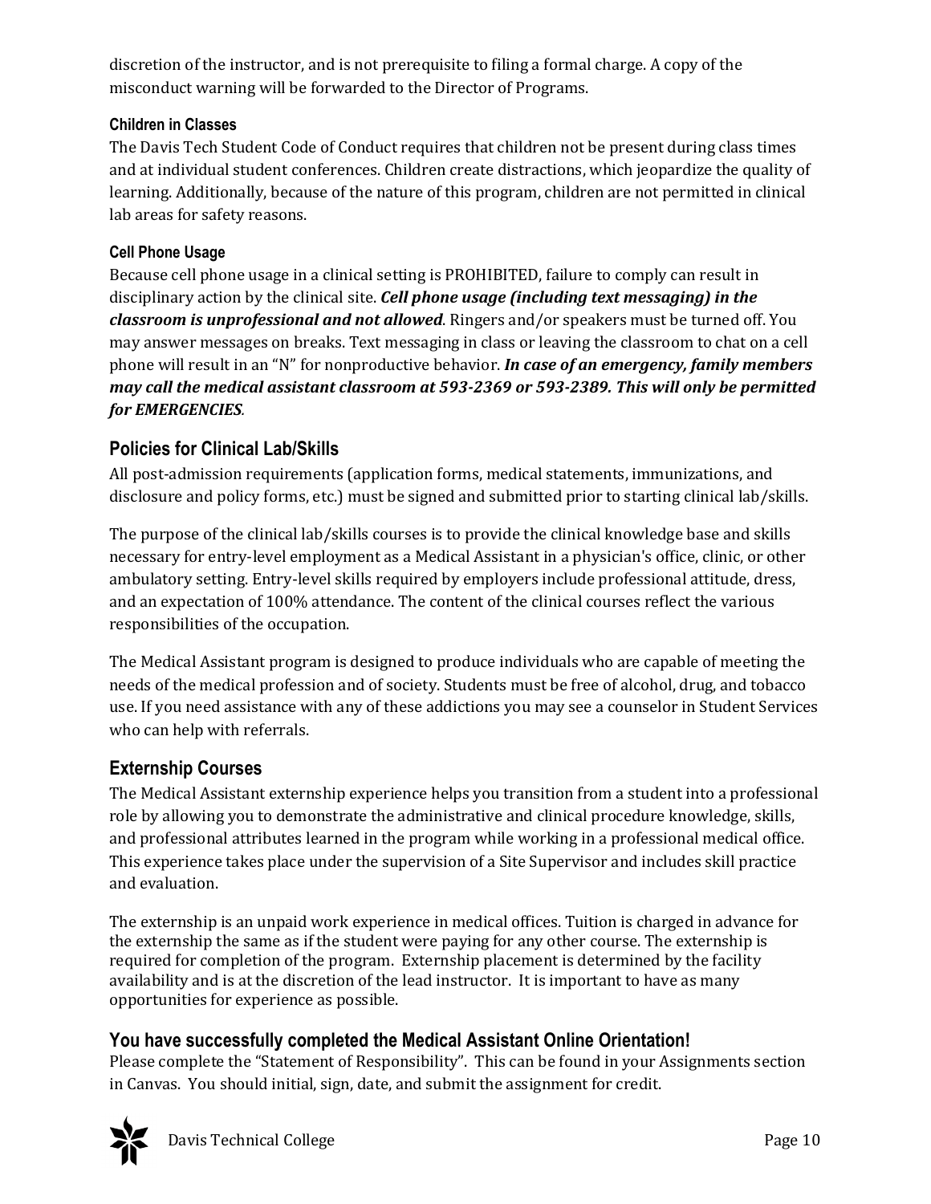discretion of the instructor, and is not prerequisite to filing a formal charge. A copy of the misconduct warning will be forwarded to the Director of Programs.

### Children in Classes

The Davis Tech Student Code of Conduct requires that children not be present during class times and at individual student conferences. Children create distractions, which jeopardize the quality of learning. Additionally, because of the nature of this program, children are not permitted in clinical lab areas for safety reasons.

### Cell Phone Usage

Because cell phone usage in a clinical setting is PROHIBITED, failure to comply can result in disciplinary action by the clinical site. ***Cell phone usage (including text messaging) in the classroom is unprofessional and not allowed***. Ringers and/or speakers must be turned off. You may answer messages on breaks. Text messaging in class or leaving the classroom to chat on a cell phone will result in an "N" for nonproductive behavior. ***In case of an emergency, family members may call the medical assistant classroom at 593-2369 or 593-2389. This will only be permitted for EMERGENCIES***.

## Policies for Clinical Lab/Skills

All post-admission requirements (application forms, medical statements, immunizations, and disclosure and policy forms, etc.) must be signed and submitted prior to starting clinical lab/skills.

The purpose of the clinical lab/skills courses is to provide the clinical knowledge base and skills necessary for entry-level employment as a Medical Assistant in a physician's office, clinic, or other ambulatory setting. Entry-level skills required by employers include professional attitude, dress, and an expectation of 100% attendance. The content of the clinical courses reflect the various responsibilities of the occupation.

The Medical Assistant program is designed to produce individuals who are capable of meeting the needs of the medical profession and of society. Students must be free of alcohol, drug, and tobacco use. If you need assistance with any of these addictions you may see a counselor in Student Services who can help with referrals.

## Externship Courses

The Medical Assistant externship experience helps you transition from a student into a professional role by allowing you to demonstrate the administrative and clinical procedure knowledge, skills, and professional attributes learned in the program while working in a professional medical office. This experience takes place under the supervision of a Site Supervisor and includes skill practice and evaluation.

The externship is an unpaid work experience in medical offices. Tuition is charged in advance for the externship the same as if the student were paying for any other course. The externship is required for completion of the program. Externship placement is determined by the facility availability and is at the discretion of the lead instructor. It is important to have as many opportunities for experience as possible.

## You have successfully completed the Medical Assistant Online Orientation!

Please complete the "Statement of Responsibility". This can be found in your Assignments section in Canvas. You should initial, sign, date, and submit the assignment for credit.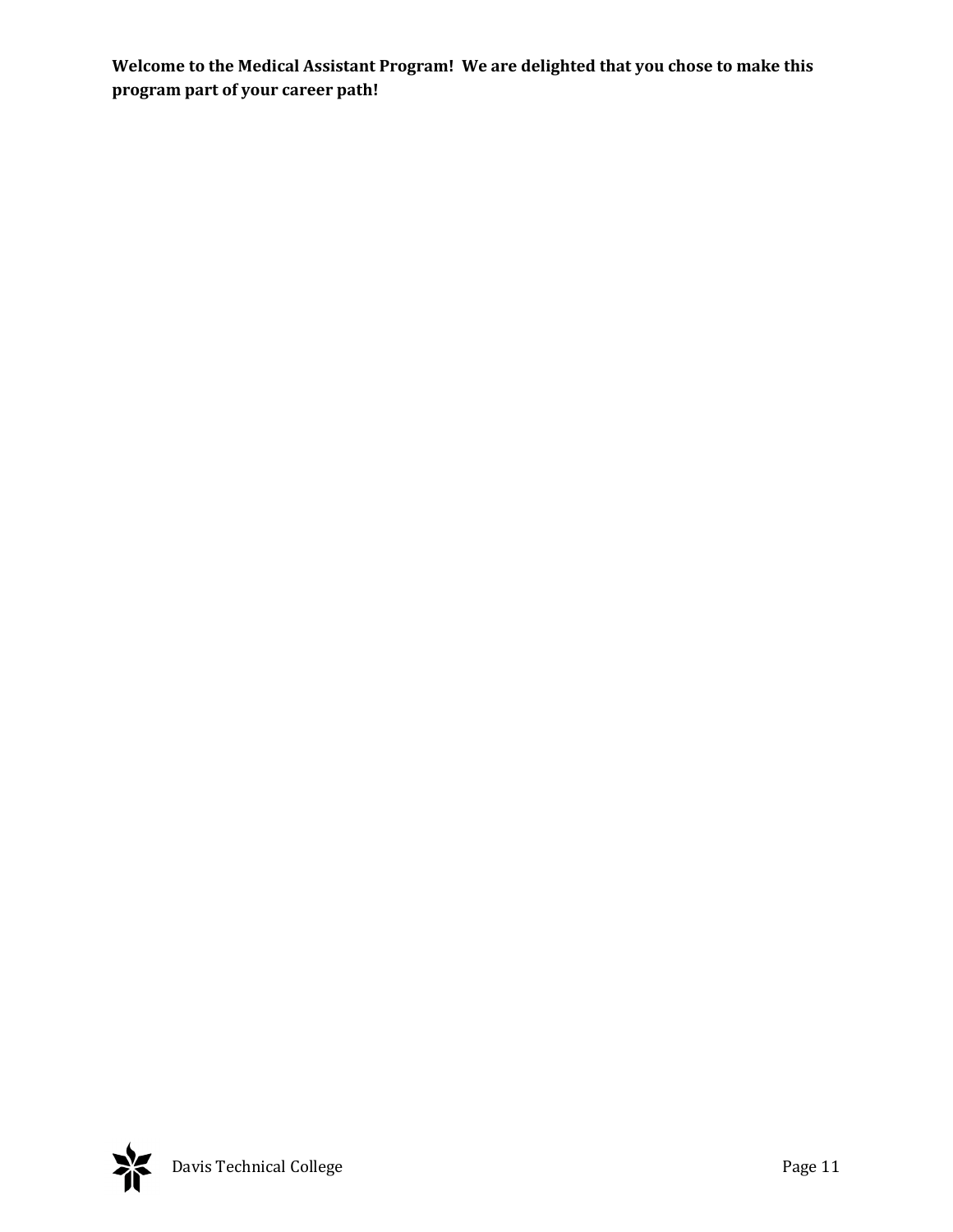**Welcome to the Medical Assistant Program! We are delighted that you chose to make this program part of your career path!**